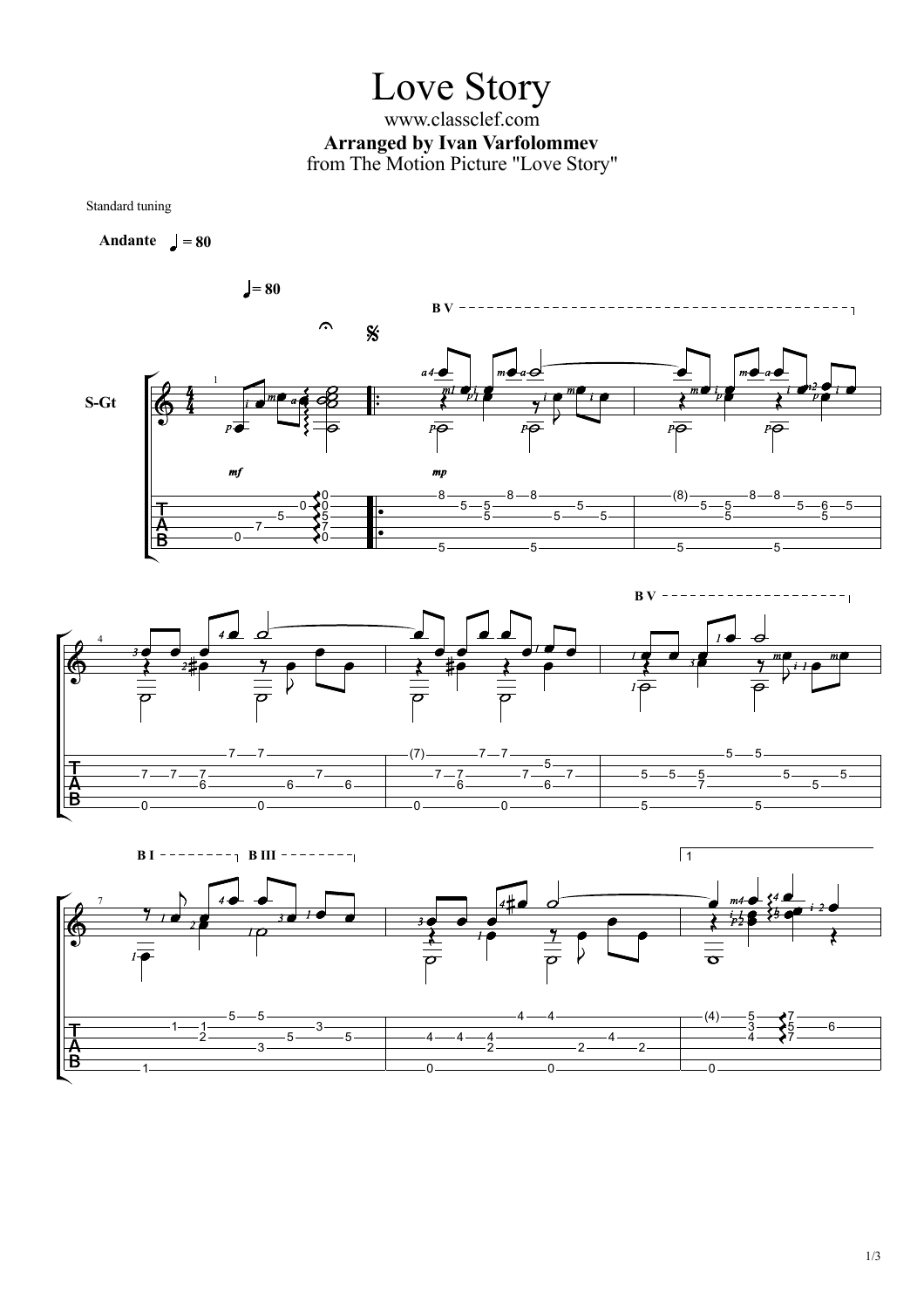# Love Story

www.classclef.com

**Arranged by Ivan Varfolommev**

from The Motion Picture "Love Story"

Standard tuning

**Andante** ♩ = 80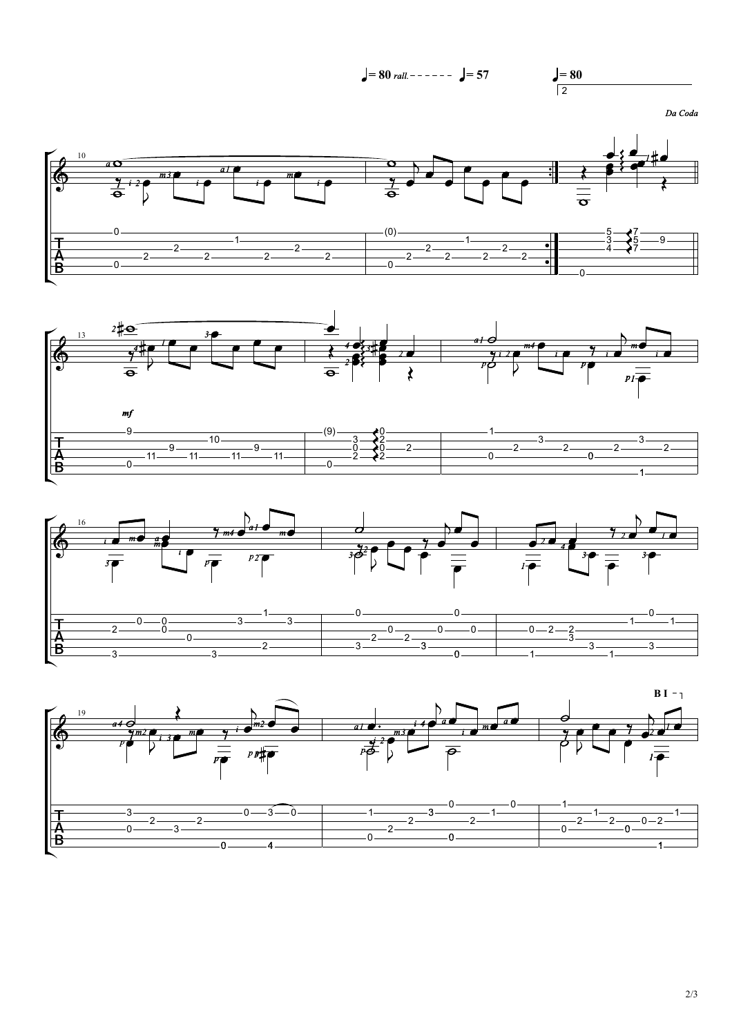♩= 80 *rall.* - - - - - - ♩= 57 ♩= 80

*Da Coda*

*mf*

B I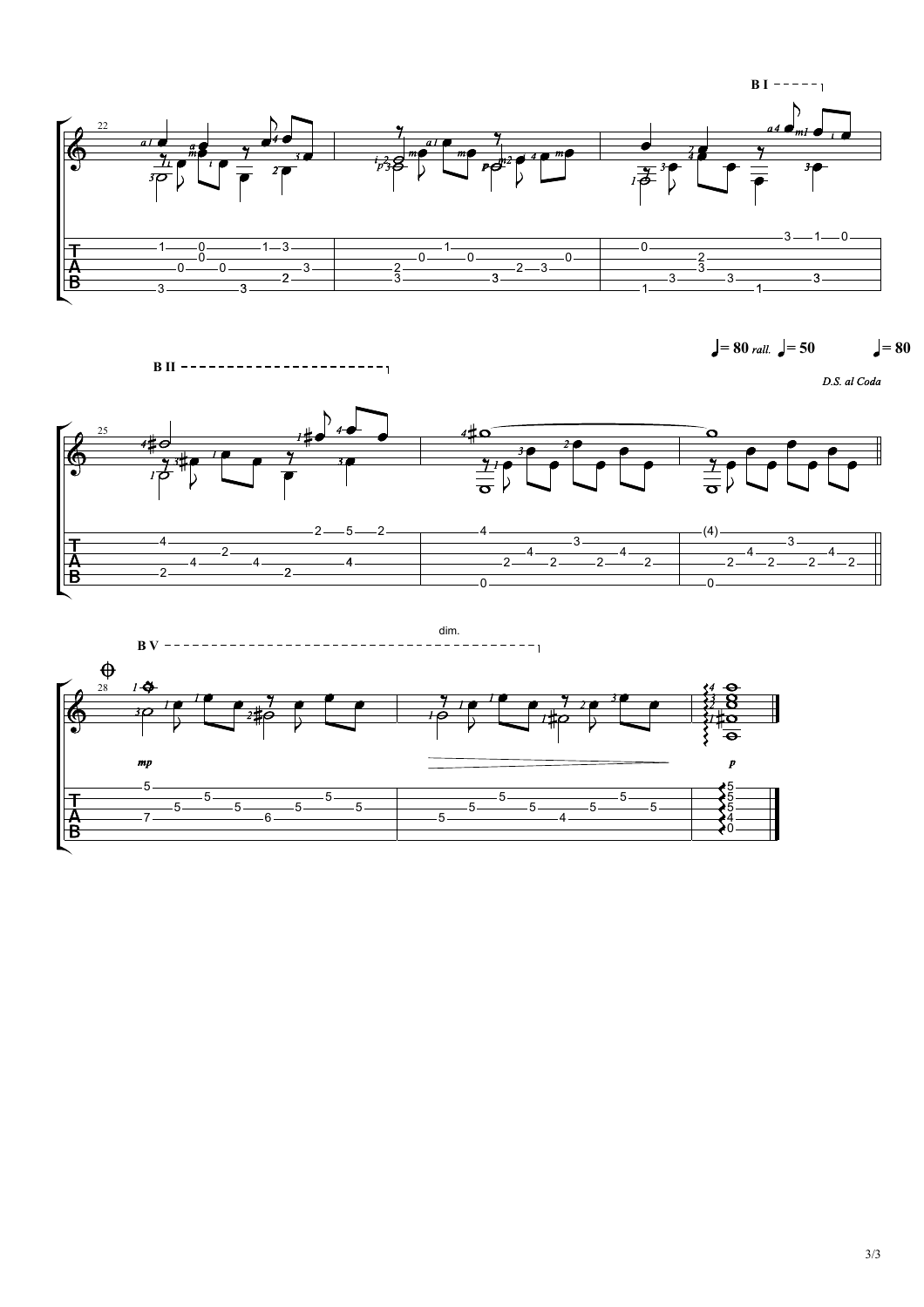B I

B II

♩= 80 *rall.* ♩= 50 ♩= 80

*D.S. al Coda*

B V

dim.

*mp*

*p*